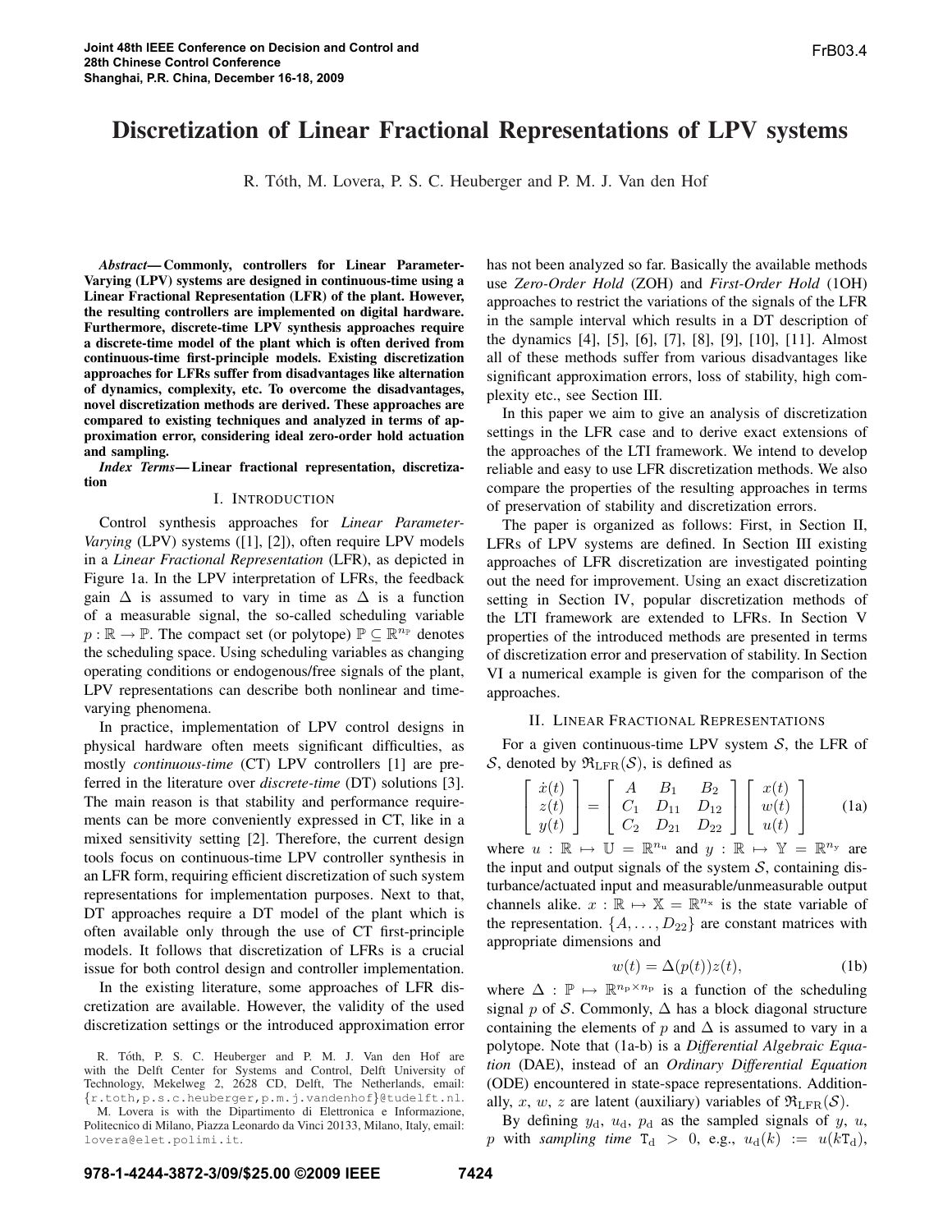# Discretization of Linear Fractional Representations of LPV systems

R. Tóth, M. Lovera, P. S. C. Heuberger and P. M. J. Van den Hof

***Abstract*— Commonly, controllers for Linear Parameter-Varying (LPV) systems are designed in continuous-time using a Linear Fractional Representation (LFR) of the plant. However, the resulting controllers are implemented on digital hardware. Furthermore, discrete-time LPV synthesis approaches require a discrete-time model of the plant which is often derived from continuous-time first-principle models. Existing discretization approaches for LFRs suffer from disadvantages like alternation of dynamics, complexity, etc. To overcome the disadvantages, novel discretization methods are derived. These approaches are compared to existing techniques and analyzed in terms of approximation error, considering ideal zero-order hold actuation and sampling.**

***Index Terms*— Linear fractional representation, discretization**

## I. Introduction

Control synthesis approaches for *Linear Parameter-Varying* (LPV) systems ([1], [2]), often require LPV models in a *Linear Fractional Representation* (LFR), as depicted in Figure 1a. In the LPV interpretation of LFRs, the feedback gain $\Delta$ is assumed to vary in time as $\Delta$ is a function of a measurable signal, the so-called scheduling variable $p : \mathbb{R} \to \mathbb{P}$. The compact set (or polytope) $\mathbb{P} \subseteq \mathbb{R}^{n_\mathrm{P}}$ denotes the scheduling space. Using scheduling variables as changing operating conditions or endogenous/free signals of the plant, LPV representations can describe both nonlinear and time-varying phenomena.

In practice, implementation of LPV control designs in physical hardware often meets significant difficulties, as mostly *continuous-time* (CT) LPV controllers [1] are preferred in the literature over *discrete-time* (DT) solutions [3]. The main reason is that stability and performance requirements can be more conveniently expressed in CT, like in a mixed sensitivity setting [2]. Therefore, the current design tools focus on continuous-time LPV controller synthesis in an LFR form, requiring efficient discretization of such system representations for implementation purposes. Next to that, DT approaches require a DT model of the plant which is often available only through the use of CT first-principle models. It follows that discretization of LFRs is a crucial issue for both control design and controller implementation.

In the existing literature, some approaches of LFR discretization are available. However, the validity of the used discretization settings or the introduced approximation error has not been analyzed so far. Basically the available methods use *Zero-Order Hold* (ZOH) and *First-Order Hold* (1OH) approaches to restrict the variations of the signals of the LFR in the sample interval which results in a DT description of the dynamics [4], [5], [6], [7], [8], [9], [10], [11]. Almost all of these methods suffer from various disadvantages like significant approximation errors, loss of stability, high complexity etc., see Section III.

In this paper we aim to give an analysis of discretization settings in the LFR case and to derive exact extensions of the approaches of the LTI framework. We intend to develop reliable and easy to use LFR discretization methods. We also compare the properties of the resulting approaches in terms of preservation of stability and discretization errors.

The paper is organized as follows: First, in Section II, LFRs of LPV systems are defined. In Section III existing approaches of LFR discretization are investigated pointing out the need for improvement. Using an exact discretization setting in Section IV, popular discretization methods of the LTI framework are extended to LFRs. In Section V properties of the introduced methods are presented in terms of discretization error and preservation of stability. In Section VI a numerical example is given for the comparison of the approaches.

## II. Linear Fractional Representations

For a given continuous-time LPV system $\mathcal{S}$, the LFR of $\mathcal{S}$, denoted by $\mathfrak{R}_{\mathrm{LFR}}(\mathcal{S})$, is defined as

$$\begin{bmatrix} \dot{x}(t) \\ z(t) \\ y(t) \end{bmatrix} = \begin{bmatrix} A & B_1 & B_2 \\ C_1 & D_{11} & D_{12} \\ C_2 & D_{21} & D_{22} \end{bmatrix} \begin{bmatrix} x(t) \\ w(t) \\ u(t) \end{bmatrix} \tag{1a}$$

where $u : \mathbb{R} \mapsto \mathbb{U} = \mathbb{R}^{n_\mathrm{u}}$ and $y : \mathbb{R} \mapsto \mathbb{Y} = \mathbb{R}^{n_\mathrm{y}}$ are the input and output signals of the system $\mathcal{S}$, containing disturbance/actuated input and measurable/unmeasurable output channels alike. $x : \mathbb{R} \mapsto \mathbb{X} = \mathbb{R}^{n_\mathrm{x}}$ is the state variable of the representation. $\{A, \ldots, D_{22}\}$ are constant matrices with appropriate dimensions and

$$w(t) = \Delta(p(t))z(t), \tag{1b}$$

where $\Delta : \mathbb{P} \mapsto \mathbb{R}^{n_\mathrm{P} \times n_\mathrm{P}}$ is a function of the scheduling signal $p$ of $\mathcal{S}$. Commonly, $\Delta$ has a block diagonal structure containing the elements of $p$ and $\Delta$ is assumed to vary in a polytope. Note that (1a-b) is a *Differential Algebraic Equation* (DAE), instead of an *Ordinary Differential Equation* (ODE) encountered in state-space representations. Additionally, $x$, $w$, $z$ are latent (auxiliary) variables of $\mathfrak{R}_{\mathrm{LFR}}(\mathcal{S})$.

By defining $y_\mathrm{d}$, $u_\mathrm{d}$, $p_\mathrm{d}$ as the sampled signals of $y$, $u$, $p$ with *sampling time* $\mathrm{T_d} > 0$, e.g., $u_\mathrm{d}(k) := u(k\mathrm{T_d})$,

R. Tóth, P. S. C. Heuberger and P. M. J. Van den Hof are with the Delft Center for Systems and Control, Delft University of Technology, Mekelweg 2, 2628 CD, Delft, The Netherlands, email: {r.toth,p.s.c.heuberger,p.m.j.vandenhof}@tudelft.nl.

M. Lovera is with the Dipartimento di Elettronica e Informazione, Politecnico di Milano, Piazza Leonardo da Vinci 20133, Milano, Italy, email: lovera@elet.polimi.it.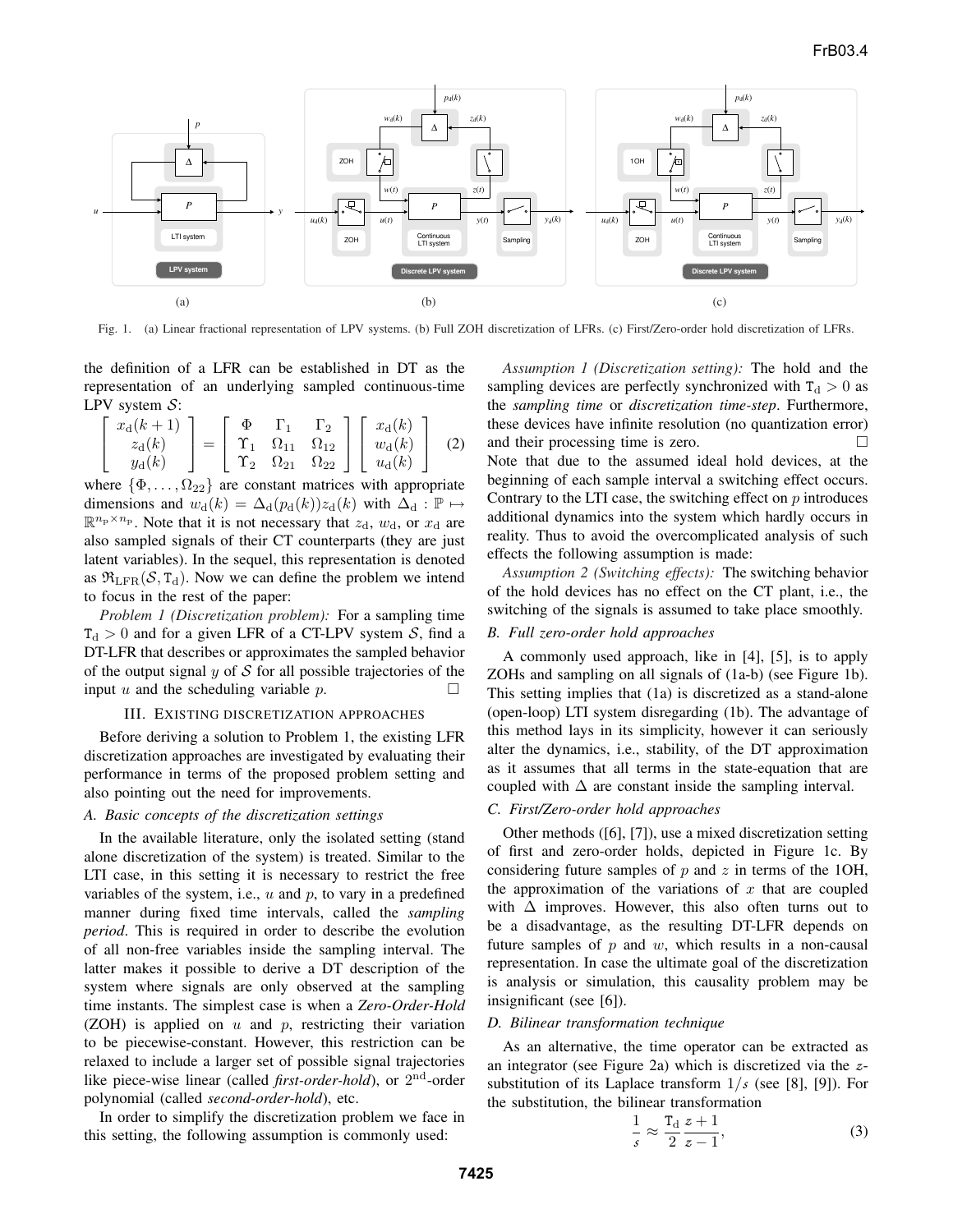(a)

(b)

(c)

Fig. 1. (a) Linear fractional representation of LPV systems. (b) Full ZOH discretization of LFRs. (c) First/Zero-order hold discretization of LFRs.

the definition of a LFR can be established in DT as the representation of an underlying sampled continuous-time LPV system $\mathcal{S}$:

$$\begin{bmatrix} x_{\mathrm{d}}(k+1) \\ z_{\mathrm{d}}(k) \\ y_{\mathrm{d}}(k) \end{bmatrix} = \begin{bmatrix} \Phi & \Gamma_1 & \Gamma_2 \\ \Upsilon_1 & \Omega_{11} & \Omega_{12} \\ \Upsilon_2 & \Omega_{21} & \Omega_{22} \end{bmatrix} \begin{bmatrix} x_{\mathrm{d}}(k) \\ w_{\mathrm{d}}(k) \\ u_{\mathrm{d}}(k) \end{bmatrix} \quad (2)$$

where $\{\Phi, \ldots, \Omega_{22}\}$ are constant matrices with appropriate dimensions and $w_{\mathrm{d}}(k) = \Delta_{\mathrm{d}}(p_{\mathrm{d}}(k))z_{\mathrm{d}}(k)$ with $\Delta_{\mathrm{d}} : \mathbb{P} \mapsto \mathbb{R}^{n_{\mathrm{P}} \times n_{\mathrm{P}}}$. Note that it is not necessary that $z_{\mathrm{d}}$, $w_{\mathrm{d}}$, or $x_{\mathrm{d}}$ are also sampled signals of their CT counterparts (they are just latent variables). In the sequel, this representation is denoted as $\mathfrak{R}_{\mathrm{LFR}}(\mathcal{S}, \mathtt{T}_{\mathrm{d}})$. Now we can define the problem we intend to focus in the rest of the paper:

*Problem 1 (Discretization problem):* For a sampling time $\mathtt{T}_{\mathrm{d}} > 0$ and for a given LFR of a CT-LPV system $\mathcal{S}$, find a DT-LFR that describes or approximates the sampled behavior of the output signal $y$ of $\mathcal{S}$ for all possible trajectories of the input $u$ and the scheduling variable $p$. □

## III. EXISTING DISCRETIZATION APPROACHES

Before deriving a solution to Problem 1, the existing LFR discretization approaches are investigated by evaluating their performance in terms of the proposed problem setting and also pointing out the need for improvements.

### A. Basic concepts of the discretization settings

In the available literature, only the isolated setting (stand alone discretization of the system) is treated. Similar to the LTI case, in this setting it is necessary to restrict the free variables of the system, i.e., $u$ and $p$, to vary in a predefined manner during fixed time intervals, called the *sampling period*. This is required in order to describe the evolution of all non-free variables inside the sampling interval. The latter makes it possible to derive a DT description of the system where signals are only observed at the sampling time instants. The simplest case is when a *Zero-Order-Hold* (ZOH) is applied on $u$ and $p$, restricting their variation to be piecewise-constant. However, this restriction can be relaxed to include a larger set of possible signal trajectories like piece-wise linear (called *first-order-hold*), or $2^{\mathrm{nd}}$-order polynomial (called *second-order-hold*), etc.

In order to simplify the discretization problem we face in this setting, the following assumption is commonly used:

*Assumption 1 (Discretization setting):* The hold and the sampling devices are perfectly synchronized with $\mathtt{T}_{\mathrm{d}} > 0$ as the *sampling time* or *discretization time-step*. Furthermore, these devices have infinite resolution (no quantization error) and their processing time is zero. □

Note that due to the assumed ideal hold devices, at the beginning of each sample interval a switching effect occurs. Contrary to the LTI case, the switching effect on $p$ introduces additional dynamics into the system which hardly occurs in reality. Thus to avoid the overcomplicated analysis of such effects the following assumption is made:

*Assumption 2 (Switching effects):* The switching behavior of the hold devices has no effect on the CT plant, i.e., the switching of the signals is assumed to take place smoothly.

### B. Full zero-order hold approaches

A commonly used approach, like in [4], [5], is to apply ZOHs and sampling on all signals of (1a-b) (see Figure 1b). This setting implies that (1a) is discretized as a stand-alone (open-loop) LTI system disregarding (1b). The advantage of this method lays in its simplicity, however it can seriously alter the dynamics, i.e., stability, of the DT approximation as it assumes that all terms in the state-equation that are coupled with $\Delta$ are constant inside the sampling interval.

### C. First/Zero-order hold approaches

Other methods ([6], [7]), use a mixed discretization setting of first and zero-order holds, depicted in Figure 1c. By considering future samples of $p$ and $z$ in terms of the 1OH, the approximation of the variations of $x$ that are coupled with $\Delta$ improves. However, this also often turns out to be a disadvantage, as the resulting DT-LFR depends on future samples of $p$ and $w$, which results in a non-causal representation. In case the ultimate goal of the discretization is analysis or simulation, this causality problem may be insignificant (see [6]).

### D. Bilinear transformation technique

As an alternative, the time operator can be extracted as an integrator (see Figure 2a) which is discretized via the $z$-substitution of its Laplace transform $1/s$ (see [8], [9]). For the substitution, the bilinear transformation

$$\frac{1}{s} \approx \frac{\mathtt{T}_{\mathrm{d}}}{2}\frac{z+1}{z-1}, \quad (3)$$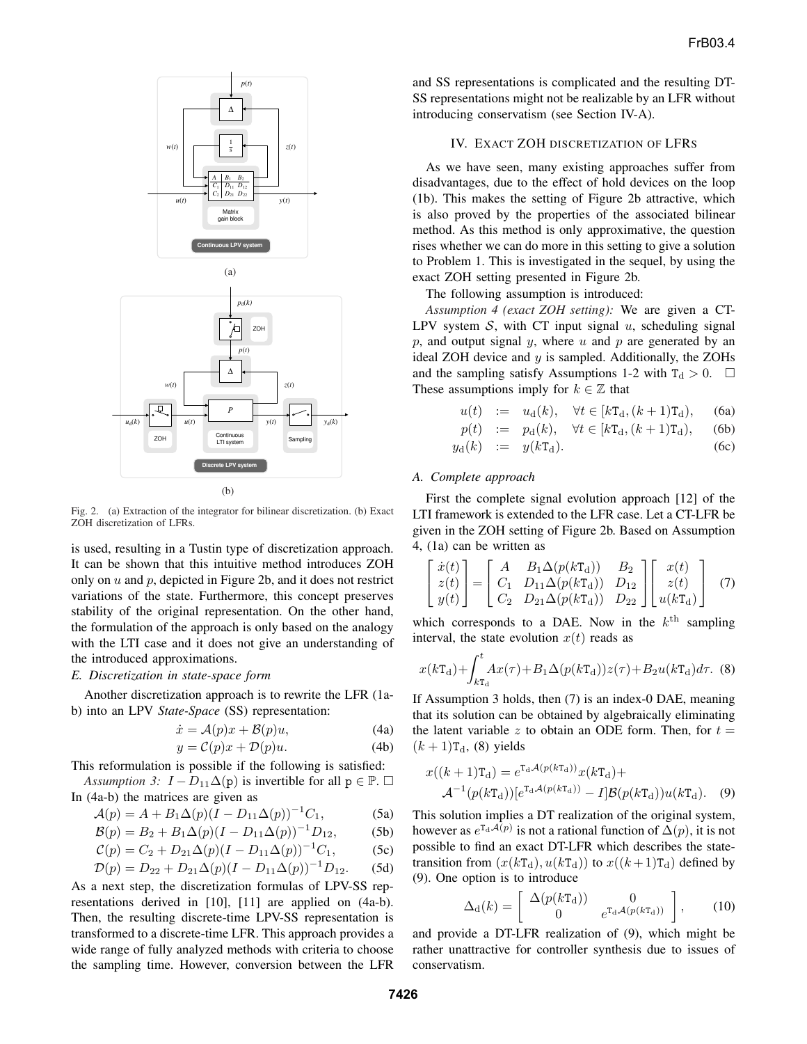Fig. 2. (a) Extraction of the integrator for bilinear discretization. (b) Exact ZOH discretization of LFRs.

is used, resulting in a Tustin type of discretization approach. It can be shown that this intuitive method introduces ZOH only on $u$ and $p$, depicted in Figure 2b, and it does not restrict variations of the state. Furthermore, this concept preserves stability of the original representation. On the other hand, the formulation of the approach is only based on the analogy with the LTI case and it does not give an understanding of the introduced approximations.

### E. Discretization in state-space form

Another discretization approach is to rewrite the LFR (1a-b) into an LPV *State-Space* (SS) representation:

$$\dot{x} = \mathcal{A}(p)x + \mathcal{B}(p)u, \tag{4a}$$

$$y = \mathcal{C}(p)x + \mathcal{D}(p)u. \tag{4b}$$

This reformulation is possible if the following is satisfied:

*Assumption 3:* $I - D_{11}\Delta(\mathrm{p})$ is invertible for all $\mathrm{p} \in \mathbb{P}$. $\square$

In (4a-b) the matrices are given as

$$\mathcal{A}(p) = A + B_1\Delta(p)(I - D_{11}\Delta(p))^{-1}C_1, \tag{5a}$$

$$\mathcal{B}(p) = B_2 + B_1\Delta(p)(I - D_{11}\Delta(p))^{-1}D_{12}, \tag{5b}$$

$$\mathcal{C}(p) = C_2 + D_{21}\Delta(p)(I - D_{11}\Delta(p))^{-1}C_1, \tag{5c}$$

$$\mathcal{D}(p) = D_{22} + D_{21}\Delta(p)(I - D_{11}\Delta(p))^{-1}D_{12}. \tag{5d}$$

As a next step, the discretization formulas of LPV-SS representations derived in [10], [11] are applied on (4a-b). Then, the resulting discrete-time LPV-SS representation is transformed to a discrete-time LFR. This approach provides a wide range of fully analyzed methods with criteria to choose the sampling time. However, conversion between the LFR and SS representations is complicated and the resulting DT-SS representations might not be realizable by an LFR without introducing conservatism (see Section IV-A).

## IV. Exact ZOH discretization of LFRs

As we have seen, many existing approaches suffer from disadvantages, due to the effect of hold devices on the loop (1b). This makes the setting of Figure 2b attractive, which is also proved by the properties of the associated bilinear method. As this method is only approximative, the question rises whether we can do more in this setting to give a solution to Problem 1. This is investigated in the sequel, by using the exact ZOH setting presented in Figure 2b.

The following assumption is introduced:

*Assumption 4 (exact ZOH setting):* We are given a CT-LPV system $\mathcal{S}$, with CT input signal $u$, scheduling signal $p$, and output signal $y$, where $u$ and $p$ are generated by an ideal ZOH device and $y$ is sampled. Additionally, the ZOHs and the sampling satisfy Assumptions 1-2 with $\mathtt{T}_\mathrm{d} > 0$. $\square$

These assumptions imply for $k \in \mathbb{Z}$ that

$$u(t) := u_\mathrm{d}(k), \quad \forall t \in [k\mathtt{T}_\mathrm{d}, (k+1)\mathtt{T}_\mathrm{d}), \tag{6a}$$

$$p(t) := p_\mathrm{d}(k), \quad \forall t \in [k\mathtt{T}_\mathrm{d}, (k+1)\mathtt{T}_\mathrm{d}), \tag{6b}$$

$$y_\mathrm{d}(k) := y(k\mathtt{T}_\mathrm{d}). \tag{6c}$$

### A. Complete approach

First the complete signal evolution approach [12] of the LTI framework is extended to the LFR case. Let a CT-LFR be given in the ZOH setting of Figure 2b. Based on Assumption 4, (1a) can be written as

$$\begin{bmatrix} \dot{x}(t) \\ z(t) \\ y(t) \end{bmatrix} = \begin{bmatrix} A & B_1\Delta(p(k\mathtt{T}_\mathrm{d})) & B_2 \\ C_1 & D_{11}\Delta(p(k\mathtt{T}_\mathrm{d})) & D_{12} \\ C_2 & D_{21}\Delta(p(k\mathtt{T}_\mathrm{d})) & D_{22} \end{bmatrix} \begin{bmatrix} x(t) \\ z(t) \\ u(k\mathtt{T}_\mathrm{d}) \end{bmatrix} \tag{7}$$

which corresponds to a DAE. Now in the $k^{\text{th}}$ sampling interval, the state evolution $x(t)$ reads as

$$x(k\mathtt{T}_\mathrm{d}) + \int_{k\mathtt{T}_\mathrm{d}}^{t} Ax(\tau) + B_1\Delta(p(k\mathtt{T}_\mathrm{d}))z(\tau) + B_2u(k\mathtt{T}_\mathrm{d})d\tau. \tag{8}$$

If Assumption 3 holds, then (7) is an index-0 DAE, meaning that its solution can be obtained by algebraically eliminating the latent variable $z$ to obtain an ODE form. Then, for $t = (k+1)\mathtt{T}_\mathrm{d}$, (8) yields

$$\begin{aligned} x((k+1)\mathtt{T}_\mathrm{d}) &= e^{\mathtt{T}_\mathrm{d}\mathcal{A}(p(k\mathtt{T}_\mathrm{d}))}x(k\mathtt{T}_\mathrm{d}) + \\ &\mathcal{A}^{-1}(p(k\mathtt{T}_\mathrm{d}))[e^{\mathtt{T}_\mathrm{d}\mathcal{A}(p(k\mathtt{T}_\mathrm{d}))} - I]\mathcal{B}(p(k\mathtt{T}_\mathrm{d}))u(k\mathtt{T}_\mathrm{d}). \end{aligned} \tag{9}$$

This solution implies a DT realization of the original system, however as $e^{\mathtt{T}_\mathrm{d}\mathcal{A}(p)}$ is not a rational function of $\Delta(p)$, it is not possible to find an exact DT-LFR which describes the state-transition from $(x(k\mathtt{T}_\mathrm{d}), u(k\mathtt{T}_\mathrm{d}))$ to $x((k+1)\mathtt{T}_\mathrm{d})$ defined by (9). One option is to introduce

$$\Delta_\mathrm{d}(k) = \begin{bmatrix} \Delta(p(k\mathtt{T}_\mathrm{d})) & 0 \\ 0 & e^{\mathtt{T}_\mathrm{d}\mathcal{A}(p(k\mathtt{T}_\mathrm{d}))} \end{bmatrix}, \tag{10}$$

and provide a DT-LFR realization of (9), which might be rather unattractive for controller synthesis due to issues of conservatism.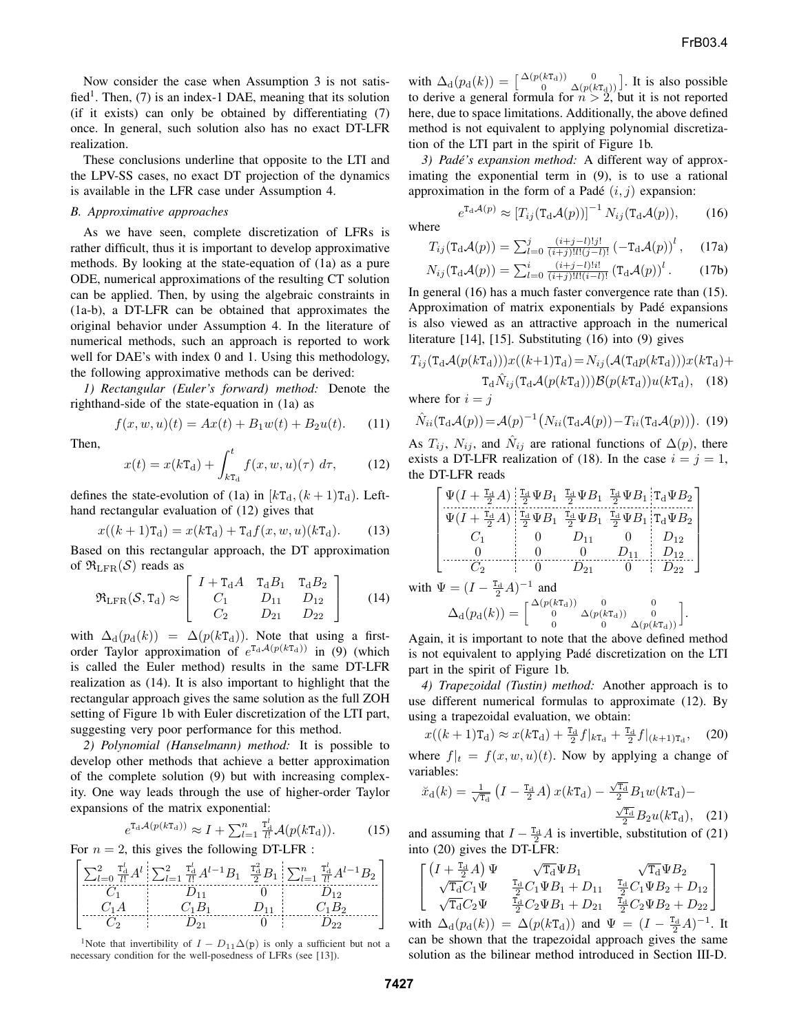Now consider the case when Assumption 3 is not satisfied[1]. Then, (7) is an index-1 DAE, meaning that its solution (if it exists) can only be obtained by differentiating (7) once. In general, such solution also has no exact DT-LFR realization.

These conclusions underline that opposite to the LTI and the LPV-SS cases, no exact DT projection of the dynamics is available in the LFR case under Assumption 4.

### B. Approximative approaches

As we have seen, complete discretization of LFRs is rather difficult, thus it is important to develop approximative methods. By looking at the state-equation of (1a) as a pure ODE, numerical approximations of the resulting CT solution can be applied. Then, by using the algebraic constraints in (1a-b), a DT-LFR can be obtained that approximates the original behavior under Assumption 4. In the literature of numerical methods, such an approach is reported to work well for DAE's with index 0 and 1. Using this methodology, the following approximative methods can be derived:

*1) Rectangular (Euler's forward) method:* Denote the righthand-side of the state-equation in (1a) as

$$f(x, w, u)(t) = Ax(t) + B_1 w(t) + B_2 u(t). \qquad (11)$$

Then,

$$x(t) = x(k\mathtt{T}_\mathrm{d}) + \int_{k\mathtt{T}_\mathrm{d}}^{t} f(x, w, u)(\tau)\, d\tau, \qquad (12)$$

defines the state-evolution of (1a) in $[k\mathtt{T}_\mathrm{d}, (k+1)\mathtt{T}_\mathrm{d})$. Lefthand rectangular evaluation of (12) gives that

$$x((k+1)\mathtt{T}_\mathrm{d}) = x(k\mathtt{T}_\mathrm{d}) + \mathtt{T}_\mathrm{d} f(x, w, u)(k\mathtt{T}_\mathrm{d}). \qquad (13)$$

Based on this rectangular approach, the DT approximation of $\mathfrak{R}_{\mathrm{LFR}}(\mathcal{S})$ reads as

$$\mathfrak{R}_{\mathrm{LFR}}(\mathcal{S}, \mathtt{T}_\mathrm{d}) \approx \left[\begin{array}{c|c|c} I + \mathtt{T}_\mathrm{d} A & \mathtt{T}_\mathrm{d} B_1 & \mathtt{T}_\mathrm{d} B_2 \\ \hline C_1 & D_{11} & D_{12} \\ \hline C_2 & D_{21} & D_{22} \end{array}\right] \qquad (14)$$

with $\Delta_\mathrm{d}(p_\mathrm{d}(k)) = \Delta(p(k\mathtt{T}_\mathrm{d}))$. Note that using a first-order Taylor approximation of $e^{\mathtt{T}_\mathrm{d}\mathcal{A}(p(k\mathtt{T}_\mathrm{d}))}$ in (9) (which is called the Euler method) results in the same DT-LFR realization as (14). It is also important to highlight that the rectangular approach gives the same solution as the full ZOH setting of Figure 1b with Euler discretization of the LTI part, suggesting very poor performance for this method.

*2) Polynomial (Hanselmann) method:* It is possible to develop other methods that achieve a better approximation of the complete solution (9) but with increasing complexity. One way leads through the use of higher-order Taylor expansions of the matrix exponential:

$$e^{\mathtt{T}_\mathrm{d}\mathcal{A}(p(k\mathtt{T}_\mathrm{d}))} \approx I + \sum_{l=1}^{n} \frac{\mathtt{T}_\mathrm{d}^l}{l!} \mathcal{A}(p(k\mathtt{T}_\mathrm{d})). \qquad (15)$$

For $n = 2$, this gives the following DT-LFR :

$$\left[\begin{array}{c|c|c|c} \sum_{l=0}^{2} \frac{\mathtt{T}_\mathrm{d}^l}{l!} A^l & \sum_{l=1}^{2} \frac{\mathtt{T}_\mathrm{d}^l}{l!} A^{l-1} B_1 & \frac{\mathtt{T}_\mathrm{d}^2}{2} B_1 & \sum_{l=1}^{n} \frac{\mathtt{T}_\mathrm{d}^l}{l!} A^{l-1} B_2 \\ \hline C_1 & D_{11} & 0 & D_{12} \\ \hline C_1 A & C_1 B_1 & D_{11} & C_1 B_2 \\ \hline C_2 & D_{21} & 0 & D_{22} \end{array}\right]$$

with $\Delta_\mathrm{d}(p_\mathrm{d}(k)) = \left[\begin{smallmatrix} \Delta(p(k\mathtt{T}_\mathrm{d})) & 0 \\ 0 & \Delta(p(k\mathtt{T}_\mathrm{d})) \end{smallmatrix}\right]$. It is also possible to derive a general formula for $n > 2$, but it is not reported here, due to space limitations. Additionally, the above defined method is not equivalent to applying polynomial discretization of the LTI part in the spirit of Figure 1b.

*3) Padé's expansion method:* A different way of approximating the exponential term in (9), is to use a rational approximation in the form of a Padé $(i, j)$ expansion:

$$e^{\mathtt{T}_\mathrm{d}\mathcal{A}(p)} \approx \left[T_{ij}(\mathtt{T}_\mathrm{d}\mathcal{A}(p))\right]^{-1} N_{ij}(\mathtt{T}_\mathrm{d}\mathcal{A}(p)), \qquad (16)$$

where

$$T_{ij}(\mathtt{T}_\mathrm{d}\mathcal{A}(p)) = \sum_{l=0}^{j} \frac{(i+j-l)!j!}{(i+j)!l!(j-l)!} \left(-\mathtt{T}_\mathrm{d}\mathcal{A}(p)\right)^l, \qquad (17a)$$

$$N_{ij}(\mathtt{T}_\mathrm{d}\mathcal{A}(p)) = \sum_{l=0}^{i} \frac{(i+j-l)!i!}{(i+j)!l!(i-l)!} \left(\mathtt{T}_\mathrm{d}\mathcal{A}(p)\right)^l. \qquad (17b)$$

In general (16) has a much faster convergence rate than (15). Approximation of matrix exponentials by Padé expansions is also viewed as an attractive approach in the numerical literature [14], [15]. Substituting (16) into (9) gives

$$T_{ij}(\mathtt{T}_\mathrm{d}\mathcal{A}(p(k\mathtt{T}_\mathrm{d})))x((k+1)\mathtt{T}_\mathrm{d}) = N_{ij}(\mathcal{A}(\mathtt{T}_\mathrm{d} p(k\mathtt{T}_\mathrm{d})))x(k\mathtt{T}_\mathrm{d}) + \mathtt{T}_\mathrm{d}\hat{N}_{ij}(\mathtt{T}_\mathrm{d}\mathcal{A}(p(k\mathtt{T}_\mathrm{d})))\mathcal{B}(p(k\mathtt{T}_\mathrm{d}))u(k\mathtt{T}_\mathrm{d}), \qquad (18)$$

where for $i = j$

$$\hat{N}_{ii}(\mathtt{T}_\mathrm{d}\mathcal{A}(p)) = \mathcal{A}(p)^{-1}\left(N_{ii}(\mathtt{T}_\mathrm{d}\mathcal{A}(p)) - T_{ii}(\mathtt{T}_\mathrm{d}\mathcal{A}(p))\right). \qquad (19)$$

As $T_{ij}$, $N_{ij}$, and $\hat{N}_{ij}$ are rational functions of $\Delta(p)$, there exists a DT-LFR realization of (18). In the case $i = j = 1$, the DT-LFR reads

$$\left[\begin{array}{c|c|c|c|c} \Psi(I + \frac{\mathtt{T}_\mathrm{d}}{2} A) & \frac{\mathtt{T}_\mathrm{d}}{2}\Psi B_1 & \frac{\mathtt{T}_\mathrm{d}}{2}\Psi B_1 & \frac{\mathtt{T}_\mathrm{d}}{2}\Psi B_1 & \mathtt{T}_\mathrm{d}\Psi B_2 \\ \hline \Psi(I + \frac{\mathtt{T}_\mathrm{d}}{2} A) & \frac{\mathtt{T}_\mathrm{d}}{2}\Psi B_1 & \frac{\mathtt{T}_\mathrm{d}}{2}\Psi B_1 & \frac{\mathtt{T}_\mathrm{d}}{2}\Psi B_1 & \mathtt{T}_\mathrm{d}\Psi B_2 \\ C_1 & 0 & D_{11} & 0 & D_{12} \\ 0 & 0 & 0 & D_{11} & D_{12} \\ \hline C_2 & 0 & D_{21} & 0 & D_{22} \end{array}\right]$$

with $\Psi = (I - \frac{\mathtt{T}_\mathrm{d}}{2} A)^{-1}$ and

$$\Delta_\mathrm{d}(p_\mathrm{d}(k)) = \left[\begin{smallmatrix} \Delta(p(k\mathtt{T}_\mathrm{d})) & 0 & 0 \\ 0 & \Delta(p(k\mathtt{T}_\mathrm{d})) & 0 \\ 0 & 0 & \Delta(p(k\mathtt{T}_\mathrm{d})) \end{smallmatrix}\right].$$

Again, it is important to note that the above defined method is not equivalent to applying Padé discretization on the LTI part in the spirit of Figure 1b.

*4) Trapezoidal (Tustin) method:* Another approach is to use different numerical formulas to approximate (12). By using a trapezoidal evaluation, we obtain:

$$x((k+1)\mathtt{T}_\mathrm{d}) \approx x(k\mathtt{T}_\mathrm{d}) + \tfrac{\mathtt{T}_\mathrm{d}}{2} f|_{k\mathtt{T}_\mathrm{d}} + \tfrac{\mathtt{T}_\mathrm{d}}{2} f|_{(k+1)\mathtt{T}_\mathrm{d}}, \qquad (20)$$

where $f|_t = f(x, w, u)(t)$. Now by applying a change of variables:

$$\breve{x}_\mathrm{d}(k) = \tfrac{1}{\sqrt{\mathtt{T}_\mathrm{d}}}\left(I - \tfrac{\mathtt{T}_\mathrm{d}}{2} A\right) x(k\mathtt{T}_\mathrm{d}) - \tfrac{\sqrt{\mathtt{T}_\mathrm{d}}}{2} B_1 w(k\mathtt{T}_\mathrm{d}) - \tfrac{\sqrt{\mathtt{T}_\mathrm{d}}}{2} B_2 u(k\mathtt{T}_\mathrm{d}), \qquad (21)$$

and assuming that $I - \frac{\mathtt{T}_\mathrm{d}}{2} A$ is invertible, substitution of (21) into (20) gives the DT-LFR:

$$\left[\begin{array}{ccc} \left(I + \frac{\mathtt{T}_\mathrm{d}}{2} A\right)\Psi & \sqrt{\mathtt{T}_\mathrm{d}}\Psi B_1 & \sqrt{\mathtt{T}_\mathrm{d}}\Psi B_2 \\ \sqrt{\mathtt{T}_\mathrm{d}} C_1 \Psi & \frac{\mathtt{T}_\mathrm{d}}{2} C_1 \Psi B_1 + D_{11} & \frac{\mathtt{T}_\mathrm{d}}{2} C_1 \Psi B_2 + D_{12} \\ \sqrt{\mathtt{T}_\mathrm{d}} C_2 \Psi & \frac{\mathtt{T}_\mathrm{d}}{2} C_2 \Psi B_1 + D_{21} & \frac{\mathtt{T}_\mathrm{d}}{2} C_2 \Psi B_2 + D_{22} \end{array}\right]$$

with $\Delta_\mathrm{d}(p_\mathrm{d}(k)) = \Delta(p(k\mathtt{T}_\mathrm{d}))$ and $\Psi = (I - \frac{\mathtt{T}_\mathrm{d}}{2} A)^{-1}$. It can be shown that the trapezoidal approach gives the same solution as the bilinear method introduced in Section III-D.

[1] Note that invertibility of $I - D_{11}\Delta(\mathrm{p})$ is only a sufficient but not a necessary condition for the well-posedness of LFRs (see [13]).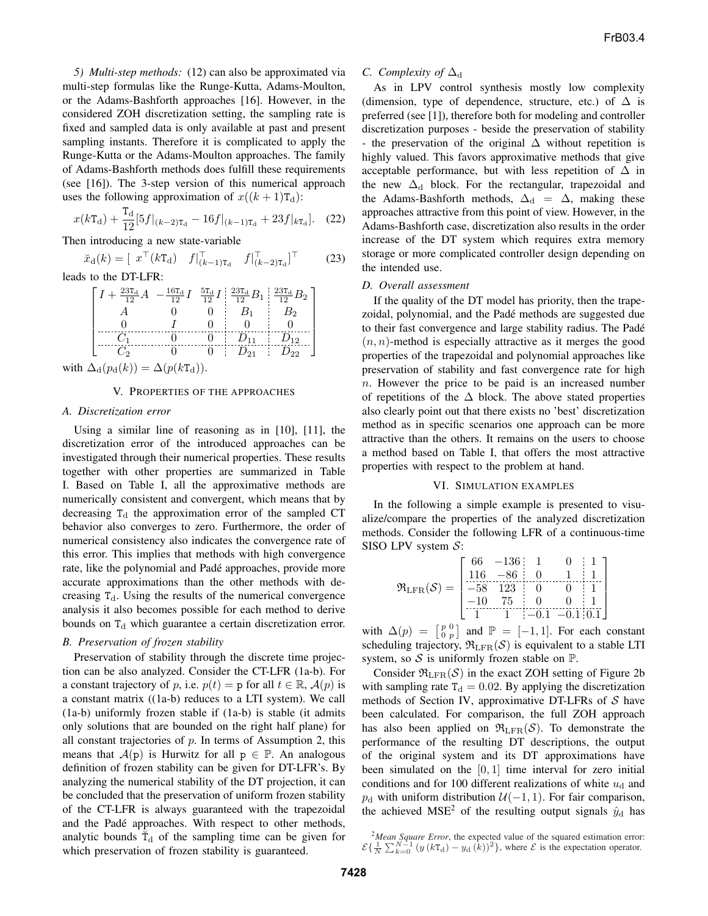*5) Multi-step methods:* (12) can also be approximated via multi-step formulas like the Runge-Kutta, Adams-Moulton, or the Adams-Bashforth approaches [16]. However, in the considered ZOH discretization setting, the sampling rate is fixed and sampled data is only available at past and present sampling instants. Therefore it is complicated to apply the Runge-Kutta or the Adams-Moulton approaches. The family of Adams-Bashforth methods does fulfill these requirements (see [16]). The 3-step version of this numerical approach uses the following approximation of $x((k+1)\mathtt{T}_\mathrm{d})$:

$$x(k\mathtt{T}_\mathrm{d}) + \frac{\mathtt{T}_\mathrm{d}}{12}[5f|_{(k-2)\mathtt{T}_\mathrm{d}} - 16f|_{(k-1)\mathtt{T}_\mathrm{d}} + 23f|_{k\mathtt{T}_\mathrm{d}}]. \quad (22)$$

Then introducing a new state-variable

$$\breve{x}_\mathrm{d}(k) = [\ x^\top(k\mathtt{T}_\mathrm{d}) \quad f|_{(k-1)\mathtt{T}_\mathrm{d}}^\top \quad f|_{(k-2)\mathtt{T}_\mathrm{d}}^\top]^\top \quad (23)$$

leads to the DT-LFR:

$$\left[\begin{array}{ccc|c|c} I + \frac{23\mathtt{T}_\mathrm{d}}{12}A & -\frac{16\mathtt{T}_\mathrm{d}}{12}I & \frac{5\mathtt{T}_\mathrm{d}}{12}I & \frac{23\mathtt{T}_\mathrm{d}}{12}B_1 & \frac{23\mathtt{T}_\mathrm{d}}{12}B_2 \\ A & 0 & 0 & B_1 & B_2 \\ 0 & I & 0 & 0 & 0 \\ \hline C_1 & 0 & 0 & D_{11} & D_{12} \\ \hline C_2 & 0 & 0 & D_{21} & D_{22} \end{array}\right]$$

with $\Delta_\mathrm{d}(p_\mathrm{d}(k)) = \Delta(p(k\mathtt{T}_\mathrm{d}))$.

## V. Properties of the approaches

### A. Discretization error

Using a similar line of reasoning as in [10], [11], the discretization error of the introduced approaches can be investigated through their numerical properties. These results together with other properties are summarized in Table I. Based on Table I, all the approximative methods are numerically consistent and convergent, which means that by decreasing $\mathtt{T}_\mathrm{d}$ the approximation error of the sampled CT behavior also converges to zero. Furthermore, the order of numerical consistency also indicates the convergence rate of this error. This implies that methods with high convergence rate, like the polynomial and Padé approaches, provide more accurate approximations than the other methods with decreasing $\mathtt{T}_\mathrm{d}$. Using the results of the numerical convergence analysis it also becomes possible for each method to derive bounds on $\mathtt{T}_\mathrm{d}$ which guarantee a certain discretization error.

### B. Preservation of frozen stability

Preservation of stability through the discrete time projection can be also analyzed. Consider the CT-LFR (1a-b). For a constant trajectory of $p$, i.e. $p(t) = \mathtt{p}$ for all $t \in \mathbb{R}$, $\mathcal{A}(p)$ is a constant matrix ((1a-b) reduces to a LTI system). We call (1a-b) uniformly frozen stable if (1a-b) is stable (it admits only solutions that are bounded on the right half plane) for all constant trajectories of $p$. In terms of Assumption 2, this means that $\mathcal{A}(\mathtt{p})$ is Hurwitz for all $\mathtt{p} \in \mathbb{P}$. An analogous definition of frozen stability can be given for DT-LFR's. By analyzing the numerical stability of the DT projection, it can be concluded that the preservation of uniform frozen stability of the CT-LFR is always guaranteed with the trapezoidal and the Padé approaches. With respect to other methods, analytic bounds $\breve{\mathtt{T}}_\mathrm{d}$ of the sampling time can be given for which preservation of frozen stability is guaranteed.

### C. Complexity of $\Delta_\mathrm{d}$

As in LPV control synthesis mostly low complexity (dimension, type of dependence, structure, etc.) of $\Delta$ is preferred (see [1]), therefore both for modeling and controller discretization purposes - beside the preservation of stability - the preservation of the original $\Delta$ without repetition is highly valued. This favors approximative methods that give acceptable performance, but with less repetition of $\Delta$ in the new $\Delta_\mathrm{d}$ block. For the rectangular, trapezoidal and the Adams-Bashforth methods, $\Delta_\mathrm{d} = \Delta$, making these approaches attractive from this point of view. However, in the Adams-Bashforth case, discretization also results in the order increase of the DT system which requires extra memory storage or more complicated controller design depending on the intended use.

### D. Overall assessment

If the quality of the DT model has priority, then the trapezoidal, polynomial, and the Padé methods are suggested due to their fast convergence and large stability radius. The Padé $(n,n)$-method is especially attractive as it merges the good properties of the trapezoidal and polynomial approaches like preservation of stability and fast convergence rate for high $n$. However the price to be paid is an increased number of repetitions of the $\Delta$ block. The above stated properties also clearly point out that there exists no 'best' discretization method as in specific scenarios one approach can be more attractive than the others. It remains on the users to choose a method based on Table I, that offers the most attractive properties with respect to the problem at hand.

## VI. Simulation examples

In the following a simple example is presented to visualize/compare the properties of the analyzed discretization methods. Consider the following LFR of a continuous-time SISO LPV system $\mathcal{S}$:

$$\mathfrak{R}_\mathrm{LFR}(\mathcal{S}) = \left[\begin{array}{cc|cc|c} 66 & -136 & 1 & 0 & 1 \\ 116 & -86 & 0 & 1 & 1 \\ \hline -58 & 123 & 0 & 0 & 1 \\ -10 & 75 & 0 & 0 & 1 \\ \hline 1 & 1 & -0.1 & -0.1 & 0.1 \end{array}\right]$$

with $\Delta(p) = \left[\begin{smallmatrix} p & 0 \\ 0 & p \end{smallmatrix}\right]$ and $\mathbb{P} = [-1, 1]$. For each constant scheduling trajectory, $\mathfrak{R}_\mathrm{LFR}(\mathcal{S})$ is equivalent to a stable LTI system, so $\mathcal{S}$ is uniformly frozen stable on $\mathbb{P}$.

Consider $\mathfrak{R}_\mathrm{LFR}(\mathcal{S})$ in the exact ZOH setting of Figure 2b with sampling rate $\mathtt{T}_\mathrm{d} = 0.02$. By applying the discretization methods of Section IV, approximative DT-LFRs of $\mathcal{S}$ have been calculated. For comparison, the full ZOH approach has also been applied on $\mathfrak{R}_\mathrm{LFR}(\mathcal{S})$. To demonstrate the performance of the resulting DT descriptions, the output of the original system and its DT approximations have been simulated on the $[0, 1]$ time interval for zero initial conditions and for 100 different realizations of white $u_\mathrm{d}$ and $p_\mathrm{d}$ with uniform distribution $\mathcal{U}(-1, 1)$. For fair comparison, the achieved MSE[2] of the resulting output signals $\hat{y}_\mathrm{d}$ has

[2] *Mean Square Error*, the expected value of the squared estimation error: $\mathcal{E}\{\frac{1}{N}\sum_{k=0}^{N-1}(y(k\mathtt{T}_\mathrm{d}) - y_\mathrm{d}(k))^2\}$, where $\mathcal{E}$ is the expectation operator.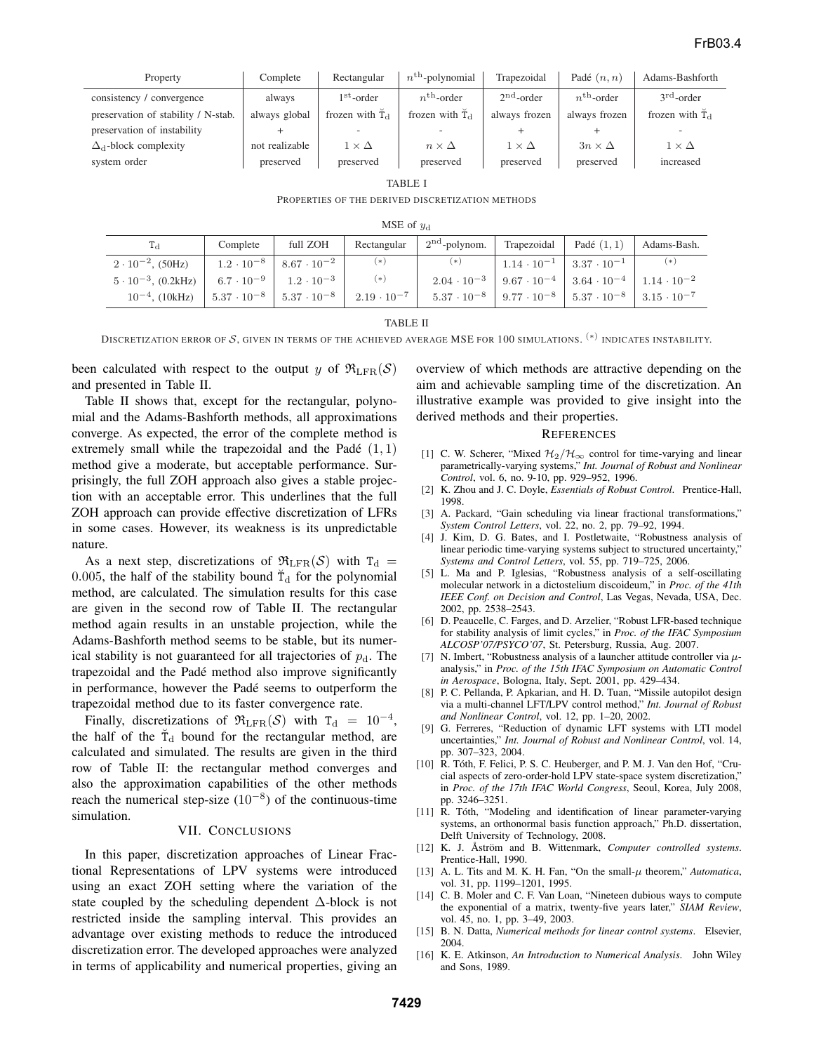| Property | Complete | Rectangular | $n^{\text{th}}$-polynomial | Trapezoidal | Padé $(n,n)$ | Adams-Bashforth |
|---|---|---|---|---|---|---|
| consistency / convergence | always | $1^{\text{st}}$-order | $n^{\text{th}}$-order | $2^{\text{nd}}$-order | $n^{\text{th}}$-order | $3^{\text{rd}}$-order |
| preservation of stability / N-stab. | always global | frozen with $\breve{\mathrm{T}}_{\mathrm{d}}$ | frozen with $\breve{\mathrm{T}}_{\mathrm{d}}$ | always frozen | always frozen | frozen with $\breve{\mathrm{T}}_{\mathrm{d}}$ |
| preservation of instability | + | - | - | + | + | - |
| $\Delta_{\mathrm{d}}$-block complexity | not realizable | $1 \times \Delta$ | $n \times \Delta$ | $1 \times \Delta$ | $3n \times \Delta$ | $1 \times \Delta$ |
| system order | preserved | preserved | preserved | preserved | preserved | increased |

TABLE I

PROPERTIES OF THE DERIVED DISCRETIZATION METHODS

| | MSE of $y_{\mathrm{d}}$ | | | | | | |
|---|---|---|---|---|---|---|---|
| $\mathrm{T}_{\mathrm{d}}$ | Complete | full ZOH | Rectangular | $2^{\text{nd}}$-polynom. | Trapezoidal | Padé $(1,1)$ | Adams-Bash. |
| $2 \cdot 10^{-2}$, (50Hz) | $1.2 \cdot 10^{-8}$ | $8.67 \cdot 10^{-2}$ | $(*)$ | $(*)$ | $1.14 \cdot 10^{-1}$ | $3.37 \cdot 10^{-1}$ | $(*)$ |
| $5 \cdot 10^{-3}$, (0.2kHz) | $6.7 \cdot 10^{-9}$ | $1.2 \cdot 10^{-3}$ | $(*)$ | $2.04 \cdot 10^{-3}$ | $9.67 \cdot 10^{-4}$ | $3.64 \cdot 10^{-4}$ | $1.14 \cdot 10^{-2}$ |
| $10^{-4}$, (10kHz) | $5.37 \cdot 10^{-8}$ | $5.37 \cdot 10^{-8}$ | $2.19 \cdot 10^{-7}$ | $5.37 \cdot 10^{-8}$ | $9.77 \cdot 10^{-8}$ | $5.37 \cdot 10^{-8}$ | $3.15 \cdot 10^{-7}$ |

TABLE II

DISCRETIZATION ERROR OF $\mathcal{S}$, GIVEN IN TERMS OF THE ACHIEVED AVERAGE MSE FOR 100 SIMULATIONS. $^{(*)}$ INDICATES INSTABILITY.

been calculated with respect to the output $y$ of $\mathfrak{R}_{\mathrm{LFR}}(\mathcal{S})$ and presented in Table II.

Table II shows that, except for the rectangular, polynomial and the Adams-Bashforth methods, all approximations converge. As expected, the error of the complete method is extremely small while the trapezoidal and the Padé $(1,1)$ method give a moderate, but acceptable performance. Surprisingly, the full ZOH approach also gives a stable projection with an acceptable error. This underlines that the full ZOH approach can provide effective discretization of LFRs in some cases. However, its weakness is its unpredictable nature.

As a next step, discretizations of $\mathfrak{R}_{\mathrm{LFR}}(\mathcal{S})$ with $\mathrm{T}_{\mathrm{d}} = 0.005$, the half of the stability bound $\breve{\mathrm{T}}_{\mathrm{d}}$ for the polynomial method, are calculated. The simulation results for this case are given in the second row of Table II. The rectangular method again results in an unstable projection, while the Adams-Bashforth method seems to be stable, but its numerical stability is not guaranteed for all trajectories of $p_{\mathrm{d}}$. The trapezoidal and the Padé method also improve significantly in performance, however the Padé seems to outperform the trapezoidal method due to its faster convergence rate.

Finally, discretizations of $\mathfrak{R}_{\mathrm{LFR}}(\mathcal{S})$ with $\mathrm{T}_{\mathrm{d}} = 10^{-4}$, the half of the $\breve{\mathrm{T}}_{\mathrm{d}}$ bound for the rectangular method, are calculated and simulated. The results are given in the third row of Table II: the rectangular method converges and also the approximation capabilities of the other methods reach the numerical step-size ($10^{-8}$) of the continuous-time simulation.

## VII. CONCLUSIONS

In this paper, discretization approaches of Linear Fractional Representations of LPV systems were introduced using an exact ZOH setting where the variation of the state coupled by the scheduling dependent $\Delta$-block is not restricted inside the sampling interval. This provides an advantage over existing methods to reduce the introduced discretization error. The developed approaches were analyzed in terms of applicability and numerical properties, giving an overview of which methods are attractive depending on the aim and achievable sampling time of the discretization. An illustrative example was provided to give insight into the derived methods and their properties.

## REFERENCES

[1] C. W. Scherer, "Mixed $\mathcal{H}_2/\mathcal{H}_\infty$ control for time-varying and linear parametrically-varying systems," *Int. Journal of Robust and Nonlinear Control*, vol. 6, no. 9-10, pp. 929–952, 1996.

[2] K. Zhou and J. C. Doyle, *Essentials of Robust Control*. Prentice-Hall, 1998.

[3] A. Packard, "Gain scheduling via linear fractional transformations," *System Control Letters*, vol. 22, no. 2, pp. 79–92, 1994.

[4] J. Kim, D. G. Bates, and I. Postletwaite, "Robustness analysis of linear periodic time-varying systems subject to structured uncertainty," *Systems and Control Letters*, vol. 55, pp. 719–725, 2006.

[5] L. Ma and P. Iglesias, "Robustness analysis of a self-oscillating molecular network in a dictostelium discoideum," in *Proc. of the 41th IEEE Conf. on Decision and Control*, Las Vegas, Nevada, USA, Dec. 2002, pp. 2538–2543.

[6] D. Peaucelle, C. Farges, and D. Arzelier, "Robust LFR-based technique for stability analysis of limit cycles," in *Proc. of the IFAC Symposium ALCOSP'07/PSYCO'07*, St. Petersburg, Russia, Aug. 2007.

[7] N. Imbert, "Robustness analysis of a launcher attitude controller via $\mu$-analysis," in *Proc. of the 15th IFAC Symposium on Automatic Control in Aerospace*, Bologna, Italy, Sept. 2001, pp. 429–434.

[8] P. C. Pellanda, P. Apkarian, and H. D. Tuan, "Missile autopilot design via a multi-channel LFT/LPV control method," *Int. Journal of Robust and Nonlinear Control*, vol. 12, pp. 1–20, 2002.

[9] G. Ferreres, "Reduction of dynamic LFT systems with LTI model uncertainties," *Int. Journal of Robust and Nonlinear Control*, vol. 14, pp. 307–323, 2004.

[10] R. Tóth, F. Felici, P. S. C. Heuberger, and P. M. J. Van den Hof, "Crucial aspects of zero-order-hold LPV state-space system discretization," in *Proc. of the 17th IFAC World Congress*, Seoul, Korea, July 2008, pp. 3246–3251.

[11] R. Tóth, "Modeling and identification of linear parameter-varying systems, an orthonormal basis function approach," Ph.D. dissertation, Delft University of Technology, 2008.

[12] K. J. Åström and B. Wittenmark, *Computer controlled systems*. Prentice-Hall, 1990.

[13] A. L. Tits and M. K. H. Fan, "On the small-$\mu$ theorem," *Automatica*, vol. 31, pp. 1199–1201, 1995.

[14] C. B. Moler and C. F. Van Loan, "Nineteen dubious ways to compute the exponential of a matrix, twenty-five years later," *SIAM Review*, vol. 45, no. 1, pp. 3–49, 2003.

[15] B. N. Datta, *Numerical methods for linear control systems*. Elsevier, 2004.

[16] K. E. Atkinson, *An Introduction to Numerical Analysis*. John Wiley and Sons, 1989.